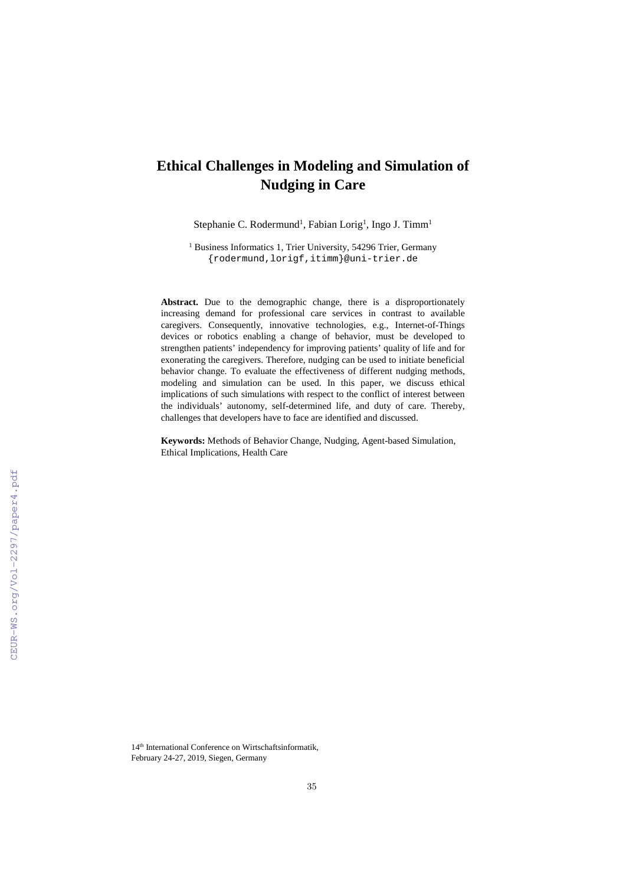# Ethical Challenges in Modeling and Simulation of Nudging in Care

Stephanie C. Rodermund[1], Fabian Lorig[1], Ingo J. Timm[1]

[1] Business Informatics 1, Trier University, 54296 Trier, Germany
{rodermund,lorigf,itimm}@uni-trier.de

**Abstract.** Due to the demographic change, there is a disproportionately increasing demand for professional care services in contrast to available caregivers. Consequently, innovative technologies, e.g., Internet-of-Things devices or robotics enabling a change of behavior, must be developed to strengthen patients' independency for improving patients' quality of life and for exonerating the caregivers. Therefore, nudging can be used to initiate beneficial behavior change. To evaluate the effectiveness of different nudging methods, modeling and simulation can be used. In this paper, we discuss ethical implications of such simulations with respect to the conflict of interest between the individuals' autonomy, self-determined life, and duty of care. Thereby, challenges that developers have to face are identified and discussed.

**Keywords:** Methods of Behavior Change, Nudging, Agent-based Simulation, Ethical Implications, Health Care

14th International Conference on Wirtschaftsinformatik,
February 24-27, 2019, Siegen, Germany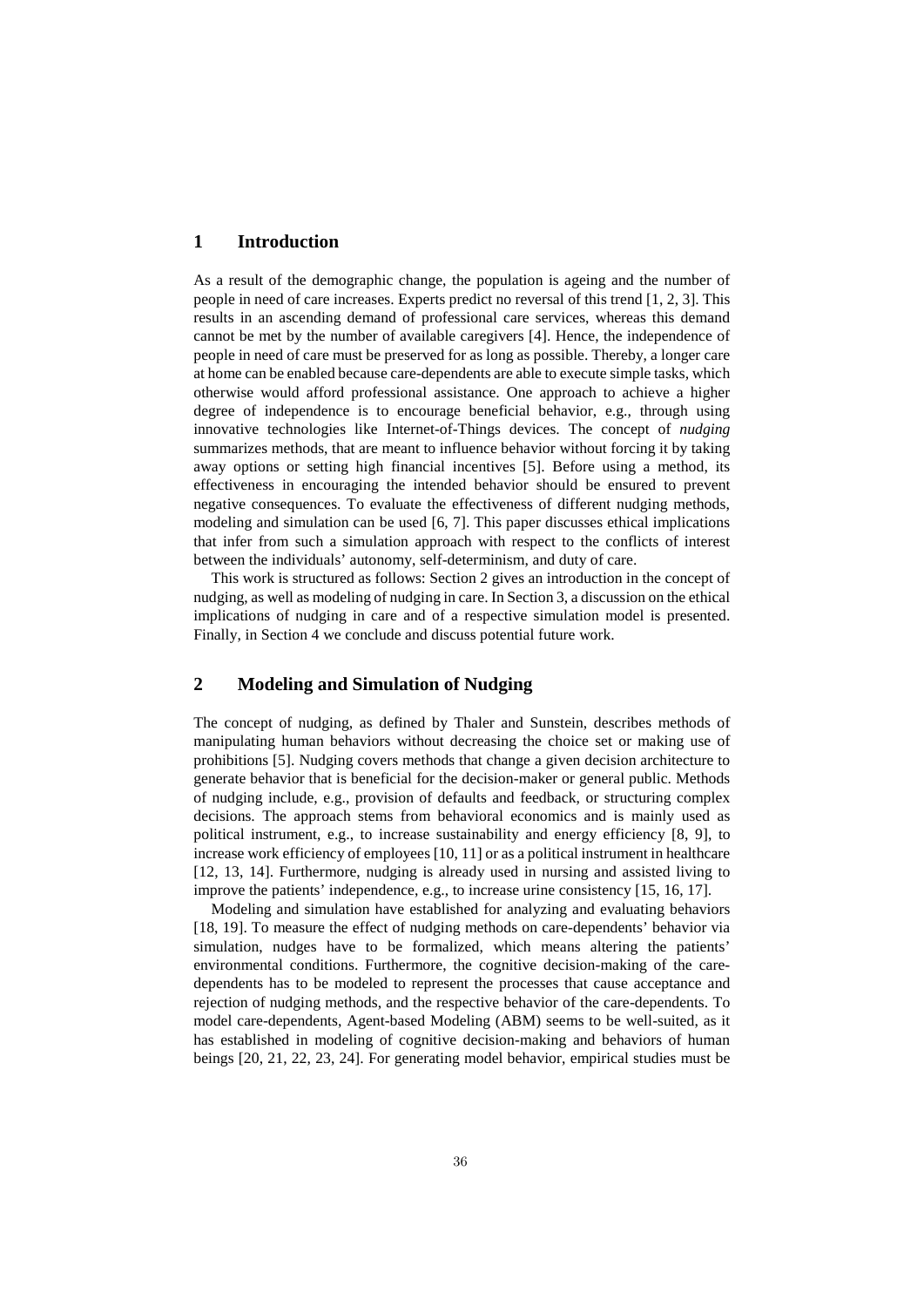## 1 Introduction

As a result of the demographic change, the population is ageing and the number of people in need of care increases. Experts predict no reversal of this trend [1, 2, 3]. This results in an ascending demand of professional care services, whereas this demand cannot be met by the number of available caregivers [4]. Hence, the independence of people in need of care must be preserved for as long as possible. Thereby, a longer care at home can be enabled because care-dependents are able to execute simple tasks, which otherwise would afford professional assistance. One approach to achieve a higher degree of independence is to encourage beneficial behavior, e.g., through using innovative technologies like Internet-of-Things devices. The concept of *nudging* summarizes methods, that are meant to influence behavior without forcing it by taking away options or setting high financial incentives [5]. Before using a method, its effectiveness in encouraging the intended behavior should be ensured to prevent negative consequences. To evaluate the effectiveness of different nudging methods, modeling and simulation can be used [6, 7]. This paper discusses ethical implications that infer from such a simulation approach with respect to the conflicts of interest between the individuals' autonomy, self-determinism, and duty of care.

This work is structured as follows: Section 2 gives an introduction in the concept of nudging, as well as modeling of nudging in care. In Section 3, a discussion on the ethical implications of nudging in care and of a respective simulation model is presented. Finally, in Section 4 we conclude and discuss potential future work.

## 2 Modeling and Simulation of Nudging

The concept of nudging, as defined by Thaler and Sunstein, describes methods of manipulating human behaviors without decreasing the choice set or making use of prohibitions [5]. Nudging covers methods that change a given decision architecture to generate behavior that is beneficial for the decision-maker or general public. Methods of nudging include, e.g., provision of defaults and feedback, or structuring complex decisions. The approach stems from behavioral economics and is mainly used as political instrument, e.g., to increase sustainability and energy efficiency [8, 9], to increase work efficiency of employees [10, 11] or as a political instrument in healthcare [12, 13, 14]. Furthermore, nudging is already used in nursing and assisted living to improve the patients' independence, e.g., to increase urine consistency [15, 16, 17].

Modeling and simulation have established for analyzing and evaluating behaviors [18, 19]. To measure the effect of nudging methods on care-dependents' behavior via simulation, nudges have to be formalized, which means altering the patients' environmental conditions. Furthermore, the cognitive decision-making of the care-dependents has to be modeled to represent the processes that cause acceptance and rejection of nudging methods, and the respective behavior of the care-dependents. To model care-dependents, Agent-based Modeling (ABM) seems to be well-suited, as it has established in modeling of cognitive decision-making and behaviors of human beings [20, 21, 22, 23, 24]. For generating model behavior, empirical studies must be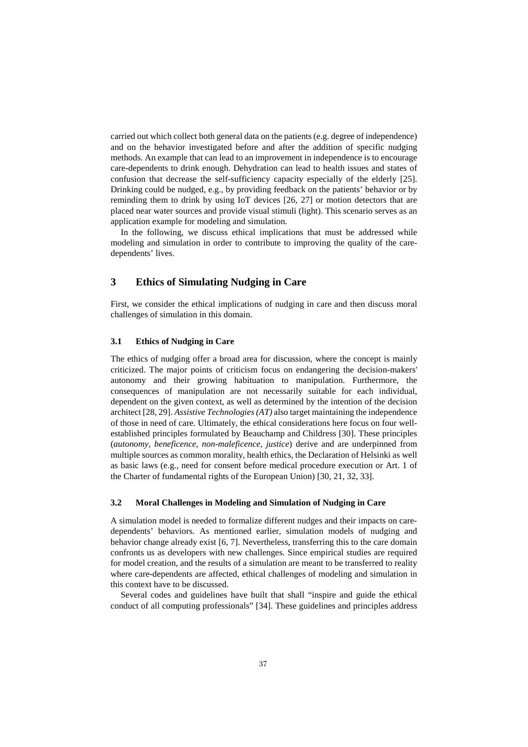carried out which collect both general data on the patients (e.g. degree of independence) and on the behavior investigated before and after the addition of specific nudging methods. An example that can lead to an improvement in independence is to encourage care-dependents to drink enough. Dehydration can lead to health issues and states of confusion that decrease the self-sufficiency capacity especially of the elderly [25]. Drinking could be nudged, e.g., by providing feedback on the patients' behavior or by reminding them to drink by using IoT devices [26, 27] or motion detectors that are placed near water sources and provide visual stimuli (light). This scenario serves as an application example for modeling and simulation.

In the following, we discuss ethical implications that must be addressed while modeling and simulation in order to contribute to improving the quality of the care-dependents' lives.

## 3 Ethics of Simulating Nudging in Care

First, we consider the ethical implications of nudging in care and then discuss moral challenges of simulation in this domain.

### 3.1 Ethics of Nudging in Care

The ethics of nudging offer a broad area for discussion, where the concept is mainly criticized. The major points of criticism focus on endangering the decision-makers' autonomy and their growing habituation to manipulation. Furthermore, the consequences of manipulation are not necessarily suitable for each individual, dependent on the given context, as well as determined by the intention of the decision architect [28, 29]. *Assistive Technologies (AT)* also target maintaining the independence of those in need of care. Ultimately, the ethical considerations here focus on four well-established principles formulated by Beauchamp and Childress [30]. These principles (*autonomy, beneficence, non-maleficence, justice*) derive and are underpinned from multiple sources as common morality, health ethics, the Declaration of Helsinki as well as basic laws (e.g., need for consent before medical procedure execution or Art. 1 of the Charter of fundamental rights of the European Union) [30, 21, 32, 33].

### 3.2 Moral Challenges in Modeling and Simulation of Nudging in Care

A simulation model is needed to formalize different nudges and their impacts on care-dependents' behaviors. As mentioned earlier, simulation models of nudging and behavior change already exist [6, 7]. Nevertheless, transferring this to the care domain confronts us as developers with new challenges. Since empirical studies are required for model creation, and the results of a simulation are meant to be transferred to reality where care-dependents are affected, ethical challenges of modeling and simulation in this context have to be discussed.

Several codes and guidelines have built that shall "inspire and guide the ethical conduct of all computing professionals" [34]. These guidelines and principles address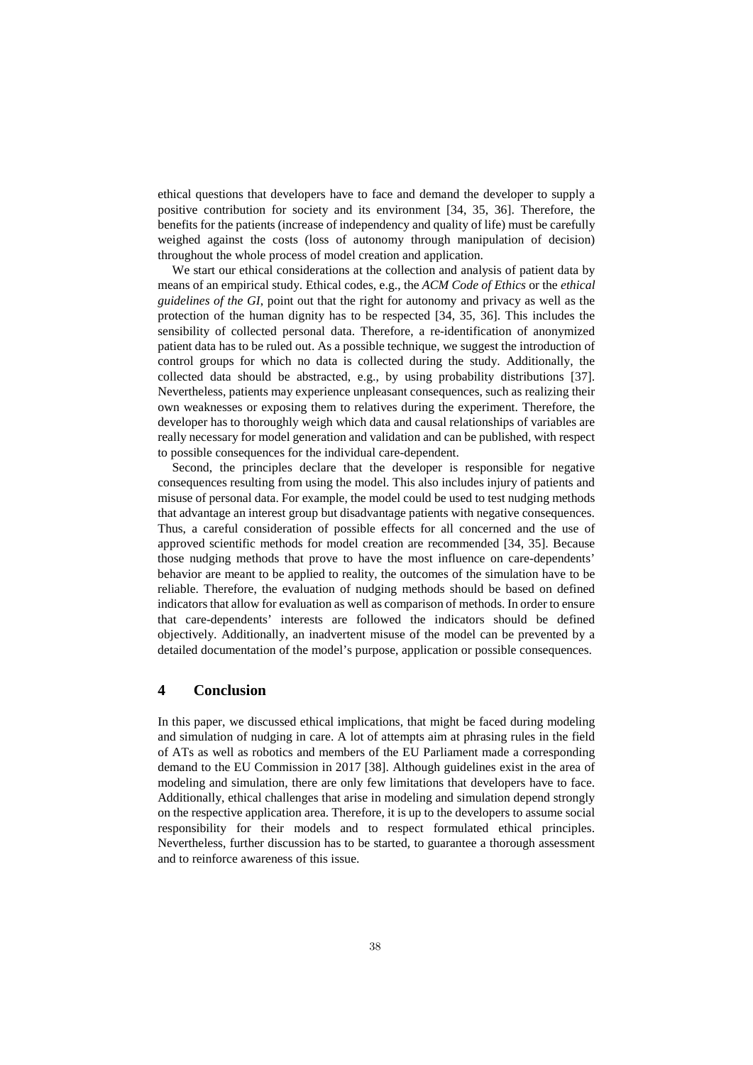ethical questions that developers have to face and demand the developer to supply a positive contribution for society and its environment [34, 35, 36]. Therefore, the benefits for the patients (increase of independency and quality of life) must be carefully weighed against the costs (loss of autonomy through manipulation of decision) throughout the whole process of model creation and application.

We start our ethical considerations at the collection and analysis of patient data by means of an empirical study. Ethical codes, e.g., the *ACM Code of Ethics* or the *ethical guidelines of the GI*, point out that the right for autonomy and privacy as well as the protection of the human dignity has to be respected [34, 35, 36]. This includes the sensibility of collected personal data. Therefore, a re-identification of anonymized patient data has to be ruled out. As a possible technique, we suggest the introduction of control groups for which no data is collected during the study. Additionally, the collected data should be abstracted, e.g., by using probability distributions [37]. Nevertheless, patients may experience unpleasant consequences, such as realizing their own weaknesses or exposing them to relatives during the experiment. Therefore, the developer has to thoroughly weigh which data and causal relationships of variables are really necessary for model generation and validation and can be published, with respect to possible consequences for the individual care-dependent.

Second, the principles declare that the developer is responsible for negative consequences resulting from using the model. This also includes injury of patients and misuse of personal data. For example, the model could be used to test nudging methods that advantage an interest group but disadvantage patients with negative consequences. Thus, a careful consideration of possible effects for all concerned and the use of approved scientific methods for model creation are recommended [34, 35]. Because those nudging methods that prove to have the most influence on care-dependents' behavior are meant to be applied to reality, the outcomes of the simulation have to be reliable. Therefore, the evaluation of nudging methods should be based on defined indicators that allow for evaluation as well as comparison of methods. In order to ensure that care-dependents' interests are followed the indicators should be defined objectively. Additionally, an inadvertent misuse of the model can be prevented by a detailed documentation of the model's purpose, application or possible consequences.

## 4 Conclusion

In this paper, we discussed ethical implications, that might be faced during modeling and simulation of nudging in care. A lot of attempts aim at phrasing rules in the field of ATs as well as robotics and members of the EU Parliament made a corresponding demand to the EU Commission in 2017 [38]. Although guidelines exist in the area of modeling and simulation, there are only few limitations that developers have to face. Additionally, ethical challenges that arise in modeling and simulation depend strongly on the respective application area. Therefore, it is up to the developers to assume social responsibility for their models and to respect formulated ethical principles. Nevertheless, further discussion has to be started, to guarantee a thorough assessment and to reinforce awareness of this issue.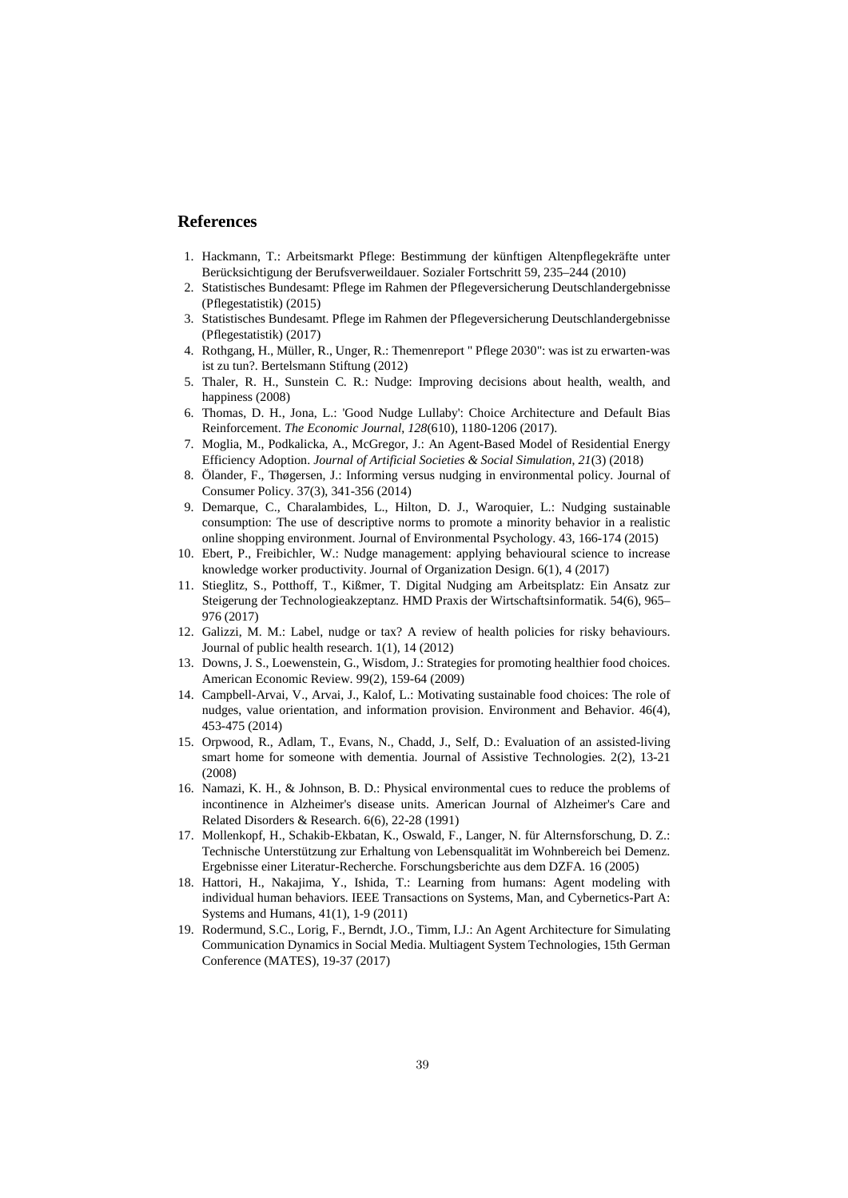## References

1. Hackmann, T.: Arbeitsmarkt Pflege: Bestimmung der künftigen Altenpflegekräfte unter Berücksichtigung der Berufsverweildauer. Sozialer Fortschritt 59, 235–244 (2010)
2. Statistisches Bundesamt: Pflege im Rahmen der Pflegeversicherung Deutschlandergebnisse (Pflegestatistik) (2015)
3. Statistisches Bundesamt. Pflege im Rahmen der Pflegeversicherung Deutschlandergebnisse (Pflegestatistik) (2017)
4. Rothgang, H., Müller, R., Unger, R.: Themenreport " Pflege 2030": was ist zu erwarten-was ist zu tun?. Bertelsmann Stiftung (2012)
5. Thaler, R. H., Sunstein C. R.: Nudge: Improving decisions about health, wealth, and happiness (2008)
6. Thomas, D. H., Jona, L.: 'Good Nudge Lullaby': Choice Architecture and Default Bias Reinforcement. *The Economic Journal*, *128*(610), 1180-1206 (2017).
7. Moglia, M., Podkalicka, A., McGregor, J.: An Agent-Based Model of Residential Energy Efficiency Adoption. *Journal of Artificial Societies & Social Simulation*, *21*(3) (2018)
8. Ölander, F., Thøgersen, J.: Informing versus nudging in environmental policy. Journal of Consumer Policy. 37(3), 341-356 (2014)
9. Demarque, C., Charalambides, L., Hilton, D. J., Waroquier, L.: Nudging sustainable consumption: The use of descriptive norms to promote a minority behavior in a realistic online shopping environment. Journal of Environmental Psychology. 43, 166-174 (2015)
10. Ebert, P., Freibichler, W.: Nudge management: applying behavioural science to increase knowledge worker productivity. Journal of Organization Design. 6(1), 4 (2017)
11. Stieglitz, S., Potthoff, T., Kißmer, T. Digital Nudging am Arbeitsplatz: Ein Ansatz zur Steigerung der Technologieakzeptanz. HMD Praxis der Wirtschaftsinformatik. 54(6), 965–976 (2017)
12. Galizzi, M. M.: Label, nudge or tax? A review of health policies for risky behaviours. Journal of public health research. 1(1), 14 (2012)
13. Downs, J. S., Loewenstein, G., Wisdom, J.: Strategies for promoting healthier food choices. American Economic Review. 99(2), 159-64 (2009)
14. Campbell-Arvai, V., Arvai, J., Kalof, L.: Motivating sustainable food choices: The role of nudges, value orientation, and information provision. Environment and Behavior. 46(4), 453-475 (2014)
15. Orpwood, R., Adlam, T., Evans, N., Chadd, J., Self, D.: Evaluation of an assisted-living smart home for someone with dementia. Journal of Assistive Technologies. 2(2), 13-21 (2008)
16. Namazi, K. H., & Johnson, B. D.: Physical environmental cues to reduce the problems of incontinence in Alzheimer's disease units. American Journal of Alzheimer's Care and Related Disorders & Research. 6(6), 22-28 (1991)
17. Mollenkopf, H., Schakib-Ekbatan, K., Oswald, F., Langer, N. für Alternsforschung, D. Z.: Technische Unterstützung zur Erhaltung von Lebensqualität im Wohnbereich bei Demenz. Ergebnisse einer Literatur-Recherche. Forschungsberichte aus dem DZFA. 16 (2005)
18. Hattori, H., Nakajima, Y., Ishida, T.: Learning from humans: Agent modeling with individual human behaviors. IEEE Transactions on Systems, Man, and Cybernetics-Part A: Systems and Humans, 41(1), 1-9 (2011)
19. Rodermund, S.C., Lorig, F., Berndt, J.O., Timm, I.J.: An Agent Architecture for Simulating Communication Dynamics in Social Media. Multiagent System Technologies, 15th German Conference (MATES), 19-37 (2017)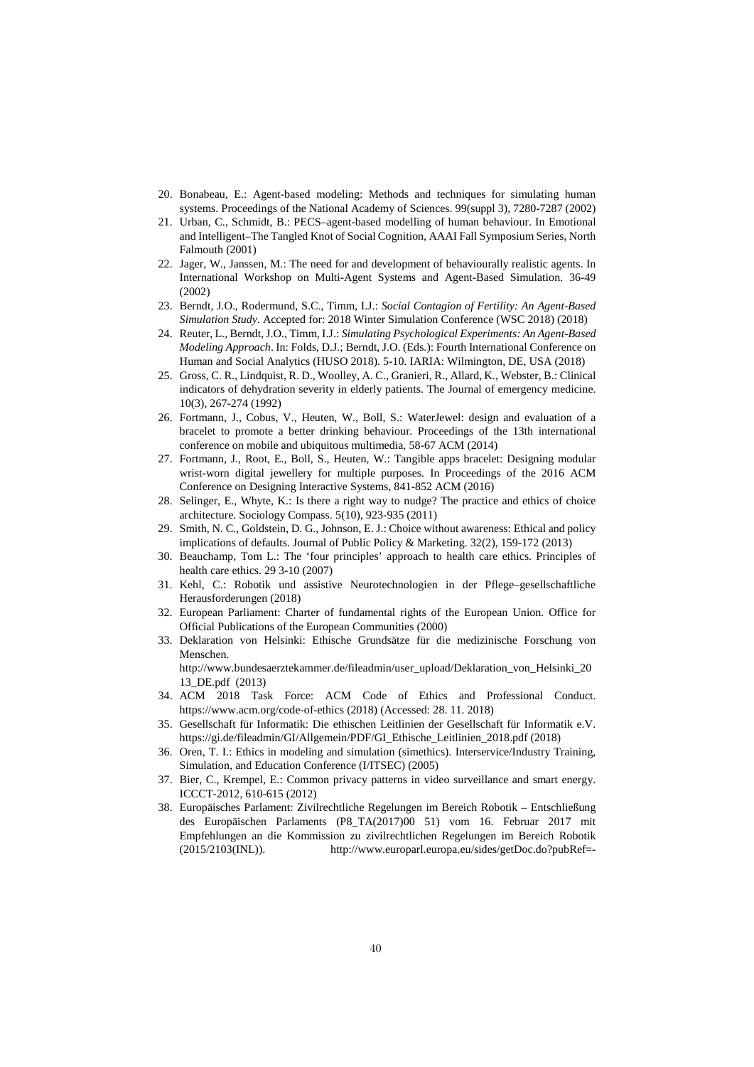20. Bonabeau, E.: Agent-based modeling: Methods and techniques for simulating human systems. Proceedings of the National Academy of Sciences. 99(suppl 3), 7280-7287 (2002)
21. Urban, C., Schmidt, B.: PECS–agent-based modelling of human behaviour. In Emotional and Intelligent–The Tangled Knot of Social Cognition, AAAI Fall Symposium Series, North Falmouth (2001)
22. Jager, W., Janssen, M.: The need for and development of behaviourally realistic agents. In International Workshop on Multi-Agent Systems and Agent-Based Simulation. 36-49 (2002)
23. Berndt, J.O., Rodermund, S.C., Timm, I.J.: *Social Contagion of Fertility: An Agent-Based Simulation Study.* Accepted for: 2018 Winter Simulation Conference (WSC 2018) (2018)
24. Reuter, L., Berndt, J.O., Timm, I.J.: *Simulating Psychological Experiments: An Agent-Based Modeling Approach*. In: Folds, D.J.; Berndt, J.O. (Eds.): Fourth International Conference on Human and Social Analytics (HUSO 2018). 5-10. IARIA: Wilmington, DE, USA (2018)
25. Gross, C. R., Lindquist, R. D., Woolley, A. C., Granieri, R., Allard, K., Webster, B.: Clinical indicators of dehydration severity in elderly patients. The Journal of emergency medicine. 10(3), 267-274 (1992)
26. Fortmann, J., Cobus, V., Heuten, W., Boll, S.: WaterJewel: design and evaluation of a bracelet to promote a better drinking behaviour. Proceedings of the 13th international conference on mobile and ubiquitous multimedia, 58-67 ACM (2014)
27. Fortmann, J., Root, E., Boll, S., Heuten, W.: Tangible apps bracelet: Designing modular wrist-worn digital jewellery for multiple purposes. In Proceedings of the 2016 ACM Conference on Designing Interactive Systems, 841-852 ACM (2016)
28. Selinger, E., Whyte, K.: Is there a right way to nudge? The practice and ethics of choice architecture. Sociology Compass. 5(10), 923-935 (2011)
29. Smith, N. C., Goldstein, D. G., Johnson, E. J.: Choice without awareness: Ethical and policy implications of defaults. Journal of Public Policy & Marketing. 32(2), 159-172 (2013)
30. Beauchamp, Tom L.: The 'four principles' approach to health care ethics. Principles of health care ethics. 29 3-10 (2007)
31. Kehl, C.: Robotik und assistive Neurotechnologien in der Pflege–gesellschaftliche Herausforderungen (2018)
32. European Parliament: Charter of fundamental rights of the European Union. Office for Official Publications of the European Communities (2000)
33. Deklaration von Helsinki: Ethische Grundsätze für die medizinische Forschung von Menschen. http://www.bundesaerztekammer.de/fileadmin/user_upload/Deklaration_von_Helsinki_2013_DE.pdf (2013)
34. ACM 2018 Task Force: ACM Code of Ethics and Professional Conduct. https://www.acm.org/code-of-ethics (2018) (Accessed: 28. 11. 2018)
35. Gesellschaft für Informatik: Die ethischen Leitlinien der Gesellschaft für Informatik e.V. https://gi.de/fileadmin/GI/Allgemein/PDF/GI_Ethische_Leitlinien_2018.pdf (2018)
36. Oren, T. I.: Ethics in modeling and simulation (simethics). Interservice/Industry Training, Simulation, and Education Conference (I/ITSEC) (2005)
37. Bier, C., Krempel, E.: Common privacy patterns in video surveillance and smart energy. ICCCT-2012, 610-615 (2012)
38. Europäisches Parlament: Zivilrechtliche Regelungen im Bereich Robotik – Entschließung des Europäischen Parlaments (P8_TA(2017)00 51) vom 16. Februar 2017 mit Empfehlungen an die Kommission zu zivilrechtlichen Regelungen im Bereich Robotik (2015/2103(INL)). http://www.europarl.europa.eu/sides/getDoc.do?pubRef=-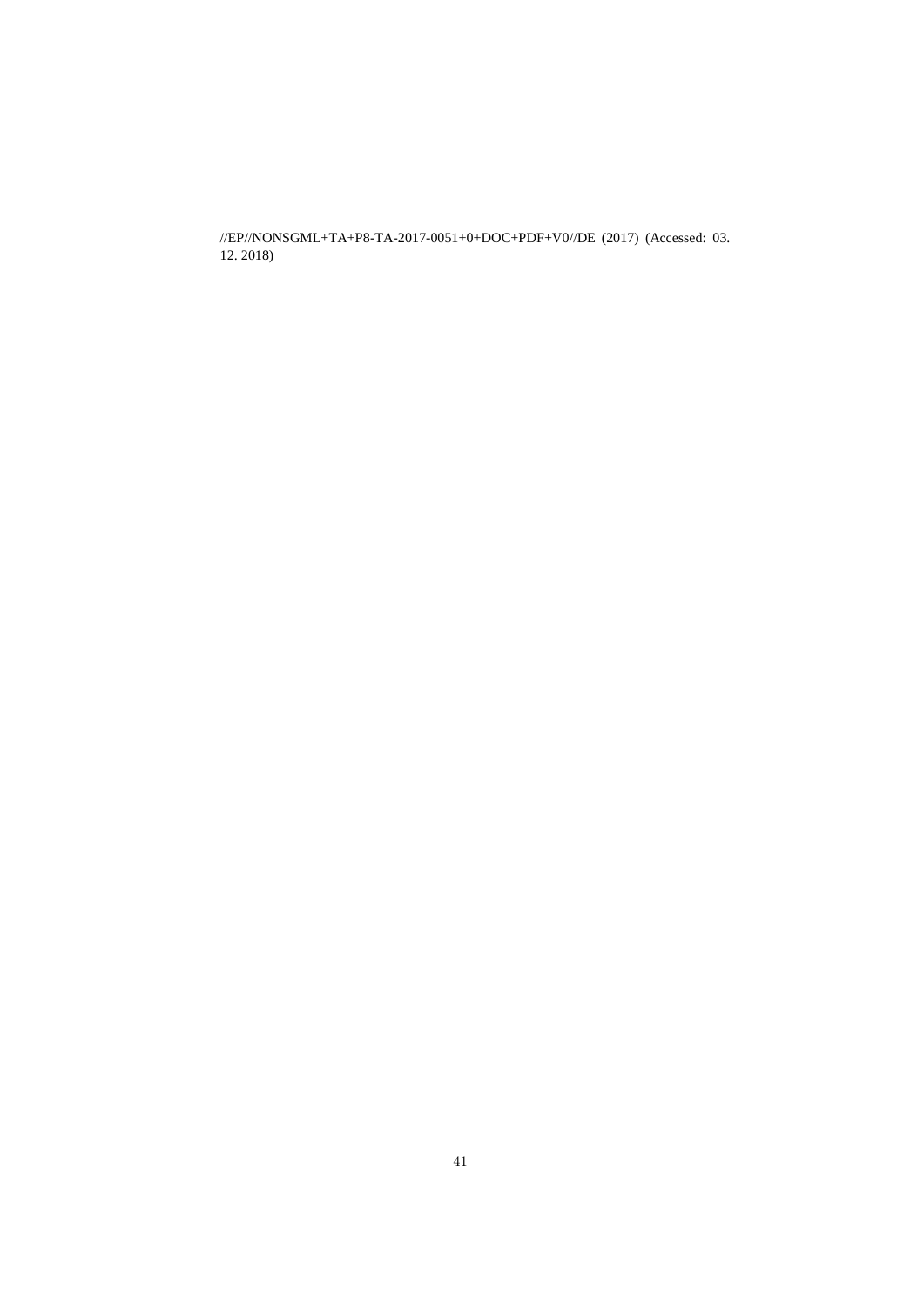//EP//NONSGML+TA+P8-TA-2017-0051+0+DOC+PDF+V0//DE (2017) (Accessed: 03. 12. 2018)